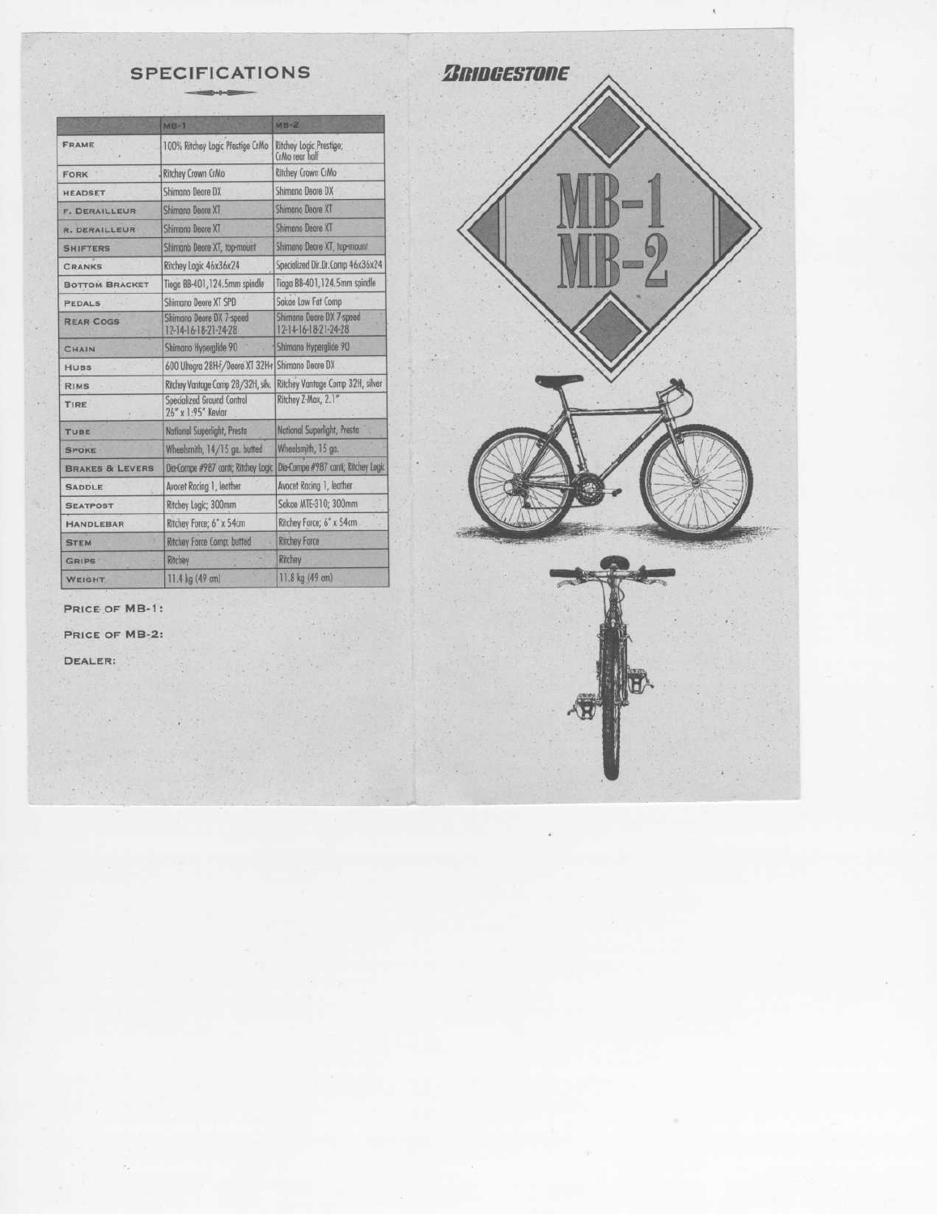## SPECIFICATIONS

| | MB-1 | MB-2 |
|---|---|---|
| FRAME | 100% Ritchey Logic Prestige CrMo | Ritchey Logic Prestige; CrMo rear half |
| FORK | Ritchey Crown CrMo | Ritchey Crown CrMo |
| HEADSET | Shimano Deore DX | Shimano Deore DX |
| F. DERAILLEUR | Shimano Deore XT | Shimano Deore XT |
| R. DERAILLEUR | Shimano Deore XT | Shimano Deore XT |
| SHIFTERS | Shimano Deore XT, top-mount | Shimano Deore XT, top-mount |
| CRANKS | Ritchey Logic 46x36x24 | Specialized Dir.Dr.Comp 46x36x24 |
| BOTTOM BRACKET | Tioga BB-401, 124.5mm spindle | Tioga BB-401, 124.5mm spindle |
| PEDALS | Shimano Deore XT SPD | Sakae Low Fat Comp |
| REAR COGS | Shimano Deore DX 7-speed 12-14-16-18-21-24-28 | Shimano Deore DX 7-speed 12-14-16-18-21-24-28 |
| CHAIN | Shimano Hyperglide 90 | Shimano Hyperglide 90 |
| HUBS | 600 Ultegra 28H-f/Deore XT 32H-r | Shimano Deore DX |
| RIMS | Ritchey Vantage Comp 28/32H, silv. | Ritchey Vantage Comp 32H, silver |
| TIRE | Specialized Ground Control 26" x 1.95" Kevlar | Ritchey Z-Max, 2.1" |
| TUBE | National Superlight, Presta | National Superlight, Presta |
| SPOKE | Wheelsmith, 14/15 ga. butted | Wheelsmith, 15 ga. |
| BRAKES & LEVERS | Dia-Compe #987 cant; Ritchey Logic | Dia-Compe #987 cant; Ritchey Logic |
| SADDLE | Avocet Racing 1, leather | Avocet Racing 1, leather |
| SEATPOST | Ritchey Logic; 300mm | Sakae MTE-310; 300mm |
| HANDLEBAR | Ritchey Force; 6" x 54cm | Ritchey Force; 6" x 54cm |
| STEM | Ritchey Force Comp; butted | Ritchey Force |
| GRIPS | Ritchey | Ritchey |
| WEIGHT | 11.4 kg (49 cm) | 11.8 kg (49 cm) |

PRICE OF MB-1:

PRICE OF MB-2:

DEALER:

**BRIDGESTONE**

# MB-1 MB-2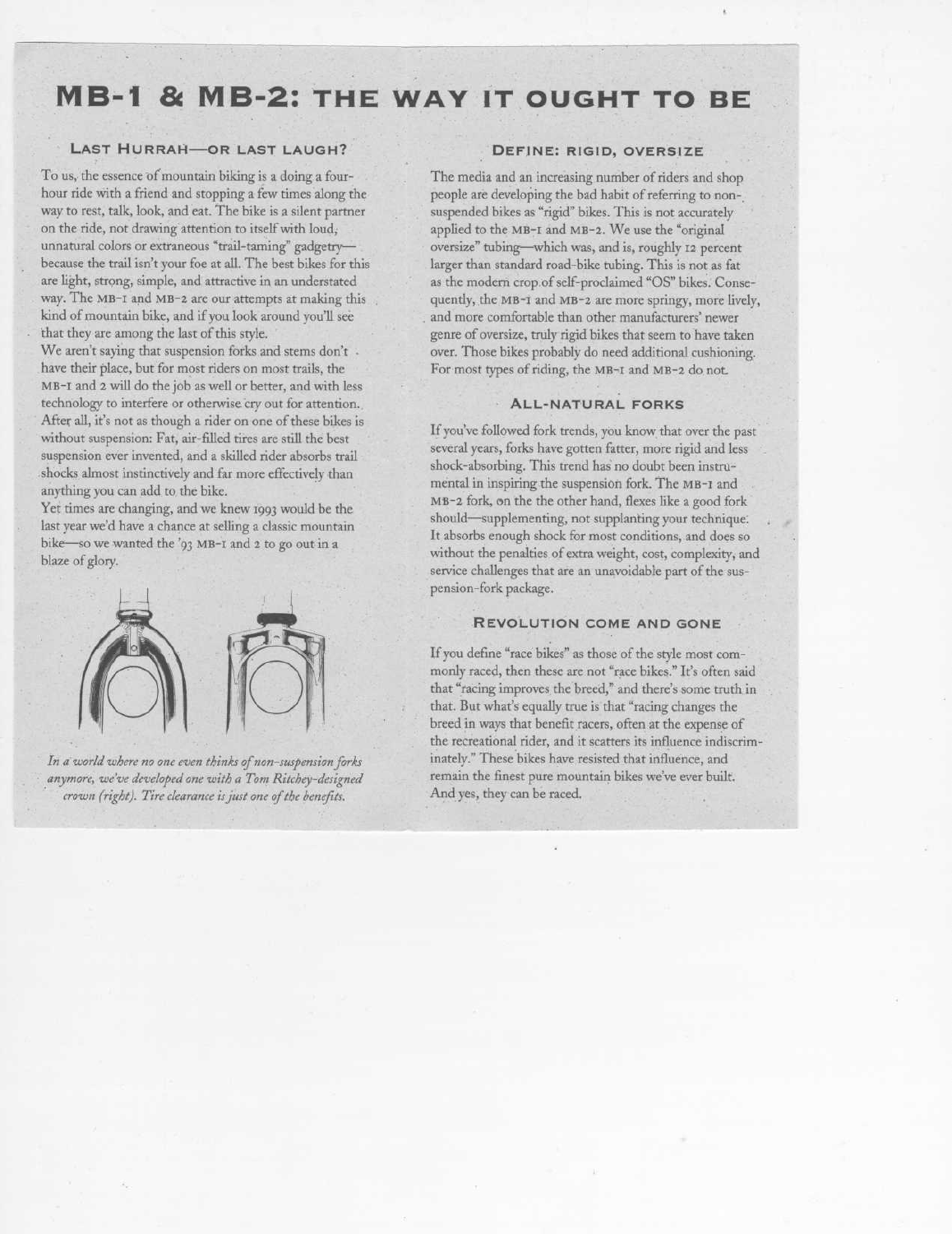# MB-1 & MB-2: THE WAY IT OUGHT TO BE

## LAST HURRAH—OR LAST LAUGH?

To us, the essence of mountain biking is a doing a four-hour ride with a friend and stopping a few times along the way to rest, talk, look, and eat. The bike is a silent partner on the ride, not drawing attention to itself with loud, unnatural colors or extraneous "trail-taming" gadgetry—because the trail isn't your foe at all. The best bikes for this are light, strong, simple, and attractive in an understated way. The MB-1 and MB-2 are our attempts at making this kind of mountain bike, and if you look around you'll see that they are among the last of this style.

We aren't saying that suspension forks and stems don't have their place, but for most riders on most trails, the MB-1 and 2 will do the job as well or better, and with less technology to interfere or otherwise cry out for attention. After all, it's not as though a rider on one of these bikes is without suspension: Fat, air-filled tires are still the best suspension ever invented, and a skilled rider absorbs trail shocks almost instinctively and far more effectively than anything you can add to the bike.

Yet times are changing, and we knew 1993 would be the last year we'd have a chance at selling a classic mountain bike—so we wanted the '93 MB-1 and 2 to go out in a blaze of glory.

*In a world where no one even thinks of non-suspension forks anymore, we've developed one with a Tom Ritchey-designed crown (right). Tire clearance is just one of the benefits.*

## DEFINE: RIGID, OVERSIZE

The media and an increasing number of riders and shop people are developing the bad habit of referring to non-suspended bikes as "rigid" bikes. This is not accurately applied to the MB-1 and MB-2. We use the "original oversize" tubing—which was, and is, roughly 12 percent larger than standard road-bike tubing. This is not as fat as the modern crop of self-proclaimed "OS" bikes. Consequently, the MB-1 and MB-2 are more springy, more lively, and more comfortable than other manufacturers' newer genre of oversize, truly rigid bikes that seem to have taken over. Those bikes probably do need additional cushioning. For most types of riding, the MB-1 and MB-2 do not.

## ALL-NATURAL FORKS

If you've followed fork trends, you know that over the past several years, forks have gotten fatter, more rigid and less shock-absorbing. This trend has no doubt been instrumental in inspiring the suspension fork. The MB-1 and MB-2 fork, on the the other hand, flexes like a good fork should—supplementing, not supplanting your technique. It absorbs enough shock for most conditions, and does so without the penalties of extra weight, cost, complexity, and service challenges that are an unavoidable part of the suspension-fork package.

## REVOLUTION COME AND GONE

If you define "race bikes" as those of the style most commonly raced, then these are not "race bikes." It's often said that "racing improves the breed," and there's some truth in that. But what's equally true is that "racing changes the breed in ways that benefit racers, often at the expense of the recreational rider, and it scatters its influence indiscriminately." These bikes have resisted that influence, and remain the finest pure mountain bikes we've ever built. And yes, they can be raced.